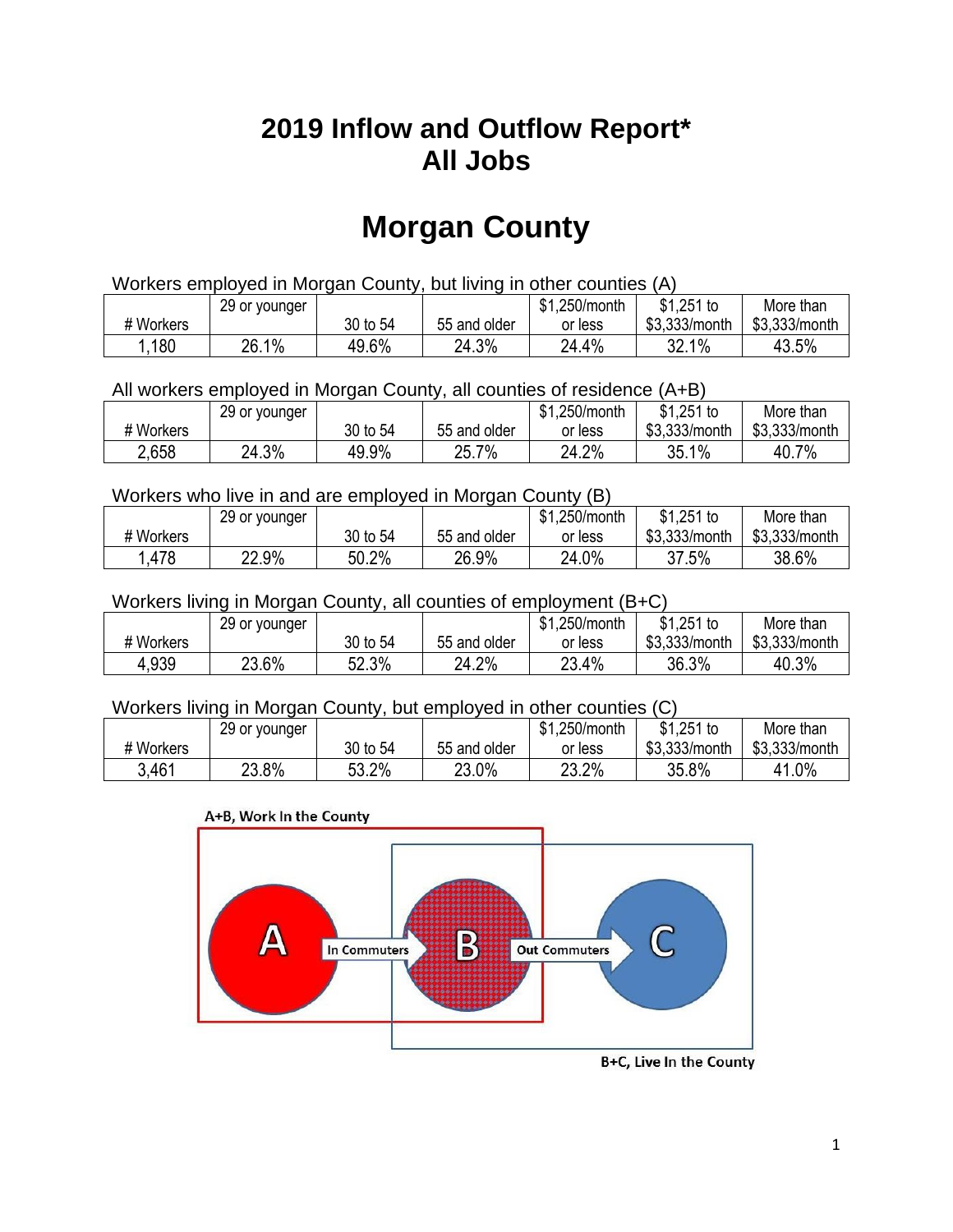# 2019 Inflow and Outflow Report*
# All Jobs

# Morgan County

Workers employed in Morgan County, but living in other counties (A)

| # Workers | 29 or younger | 30 to 54 | 55 and older | $1,250/month or less | $1,251 to $3,333/month | More than $3,333/month |
|---|---|---|---|---|---|---|
| 1,180 | 26.1% | 49.6% | 24.3% | 24.4% | 32.1% | 43.5% |

All workers employed in Morgan County, all counties of residence (A+B)

| # Workers | 29 or younger | 30 to 54 | 55 and older | $1,250/month or less | $1,251 to $3,333/month | More than $3,333/month |
|---|---|---|---|---|---|---|
| 2,658 | 24.3% | 49.9% | 25.7% | 24.2% | 35.1% | 40.7% |

Workers who live in and are employed in Morgan County (B)

| # Workers | 29 or younger | 30 to 54 | 55 and older | $1,250/month or less | $1,251 to $3,333/month | More than $3,333/month |
|---|---|---|---|---|---|---|
| 1,478 | 22.9% | 50.2% | 26.9% | 24.0% | 37.5% | 38.6% |

Workers living in Morgan County, all counties of employment (B+C)

| # Workers | 29 or younger | 30 to 54 | 55 and older | $1,250/month or less | $1,251 to $3,333/month | More than $3,333/month |
|---|---|---|---|---|---|---|
| 4,939 | 23.6% | 52.3% | 24.2% | 23.4% | 36.3% | 40.3% |

Workers living in Morgan County, but employed in other counties (C)

| # Workers | 29 or younger | 30 to 54 | 55 and older | $1,250/month or less | $1,251 to $3,333/month | More than $3,333/month |
|---|---|---|---|---|---|---|
| 3,461 | 23.8% | 53.2% | 23.0% | 23.2% | 35.8% | 41.0% |

A+B, Work In the County

A

In Commuters

B

Out Commuters

C

B+C, Live In the County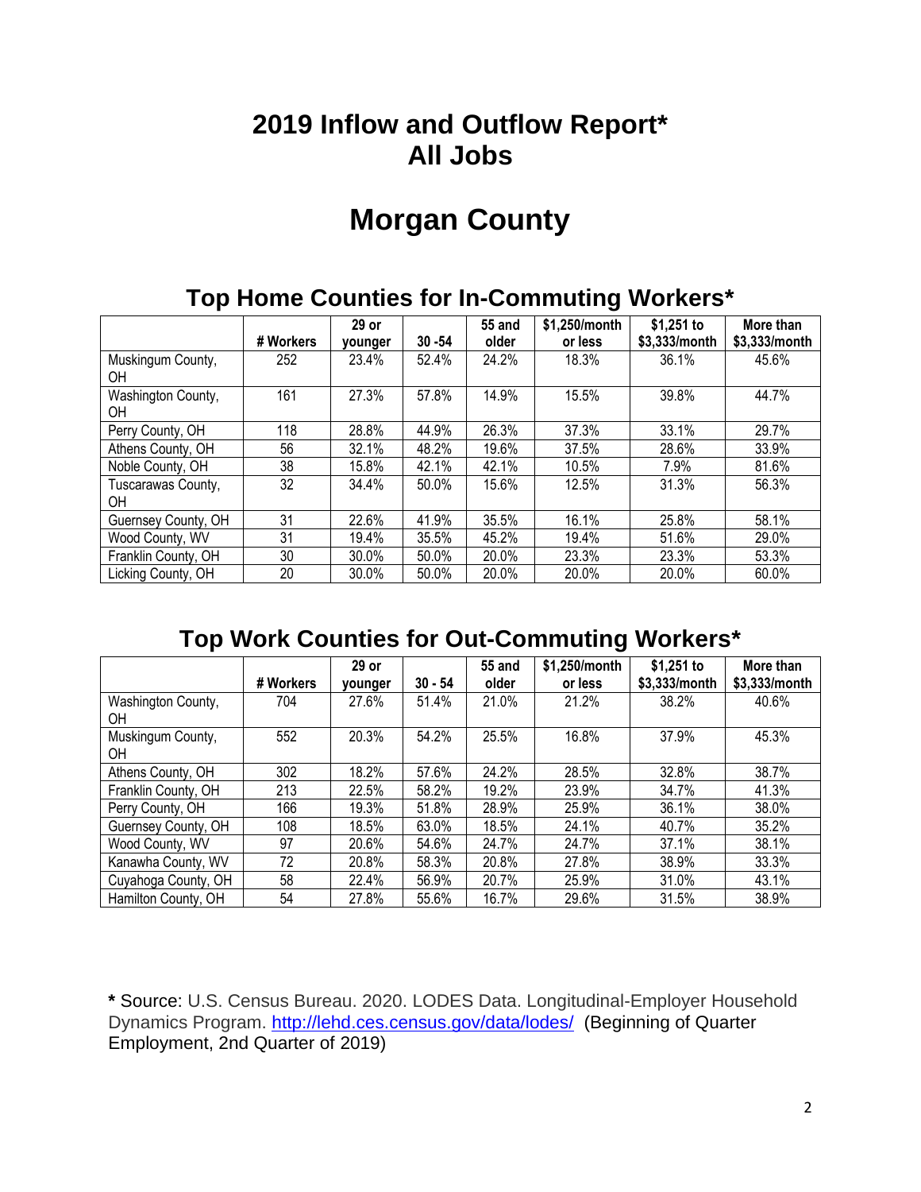# 2019 Inflow and Outflow Report*
# All Jobs

# Morgan County

## Top Home Counties for In-Commuting Workers*

| | # Workers | 29 or younger | 30 -54 | 55 and older | $1,250/month or less | $1,251 to $3,333/month | More than $3,333/month |
|---|---|---|---|---|---|---|---|
| Muskingum County, OH | 252 | 23.4% | 52.4% | 24.2% | 18.3% | 36.1% | 45.6% |
| Washington County, OH | 161 | 27.3% | 57.8% | 14.9% | 15.5% | 39.8% | 44.7% |
| Perry County, OH | 118 | 28.8% | 44.9% | 26.3% | 37.3% | 33.1% | 29.7% |
| Athens County, OH | 56 | 32.1% | 48.2% | 19.6% | 37.5% | 28.6% | 33.9% |
| Noble County, OH | 38 | 15.8% | 42.1% | 42.1% | 10.5% | 7.9% | 81.6% |
| Tuscarawas County, OH | 32 | 34.4% | 50.0% | 15.6% | 12.5% | 31.3% | 56.3% |
| Guernsey County, OH | 31 | 22.6% | 41.9% | 35.5% | 16.1% | 25.8% | 58.1% |
| Wood County, WV | 31 | 19.4% | 35.5% | 45.2% | 19.4% | 51.6% | 29.0% |
| Franklin County, OH | 30 | 30.0% | 50.0% | 20.0% | 23.3% | 23.3% | 53.3% |
| Licking County, OH | 20 | 30.0% | 50.0% | 20.0% | 20.0% | 20.0% | 60.0% |

## Top Work Counties for Out-Commuting Workers*

| | # Workers | 29 or younger | 30 - 54 | 55 and older | $1,250/month or less | $1,251 to $3,333/month | More than $3,333/month |
|---|---|---|---|---|---|---|---|
| Washington County, OH | 704 | 27.6% | 51.4% | 21.0% | 21.2% | 38.2% | 40.6% |
| Muskingum County, OH | 552 | 20.3% | 54.2% | 25.5% | 16.8% | 37.9% | 45.3% |
| Athens County, OH | 302 | 18.2% | 57.6% | 24.2% | 28.5% | 32.8% | 38.7% |
| Franklin County, OH | 213 | 22.5% | 58.2% | 19.2% | 23.9% | 34.7% | 41.3% |
| Perry County, OH | 166 | 19.3% | 51.8% | 28.9% | 25.9% | 36.1% | 38.0% |
| Guernsey County, OH | 108 | 18.5% | 63.0% | 18.5% | 24.1% | 40.7% | 35.2% |
| Wood County, WV | 97 | 20.6% | 54.6% | 24.7% | 24.7% | 37.1% | 38.1% |
| Kanawha County, WV | 72 | 20.8% | 58.3% | 20.8% | 27.8% | 38.9% | 33.3% |
| Cuyahoga County, OH | 58 | 22.4% | 56.9% | 20.7% | 25.9% | 31.0% | 43.1% |
| Hamilton County, OH | 54 | 27.8% | 55.6% | 16.7% | 29.6% | 31.5% | 38.9% |

**\*** Source: U.S. Census Bureau. 2020. LODES Data. Longitudinal-Employer Household Dynamics Program. http://lehd.ces.census.gov/data/lodes/ (Beginning of Quarter Employment, 2nd Quarter of 2019)